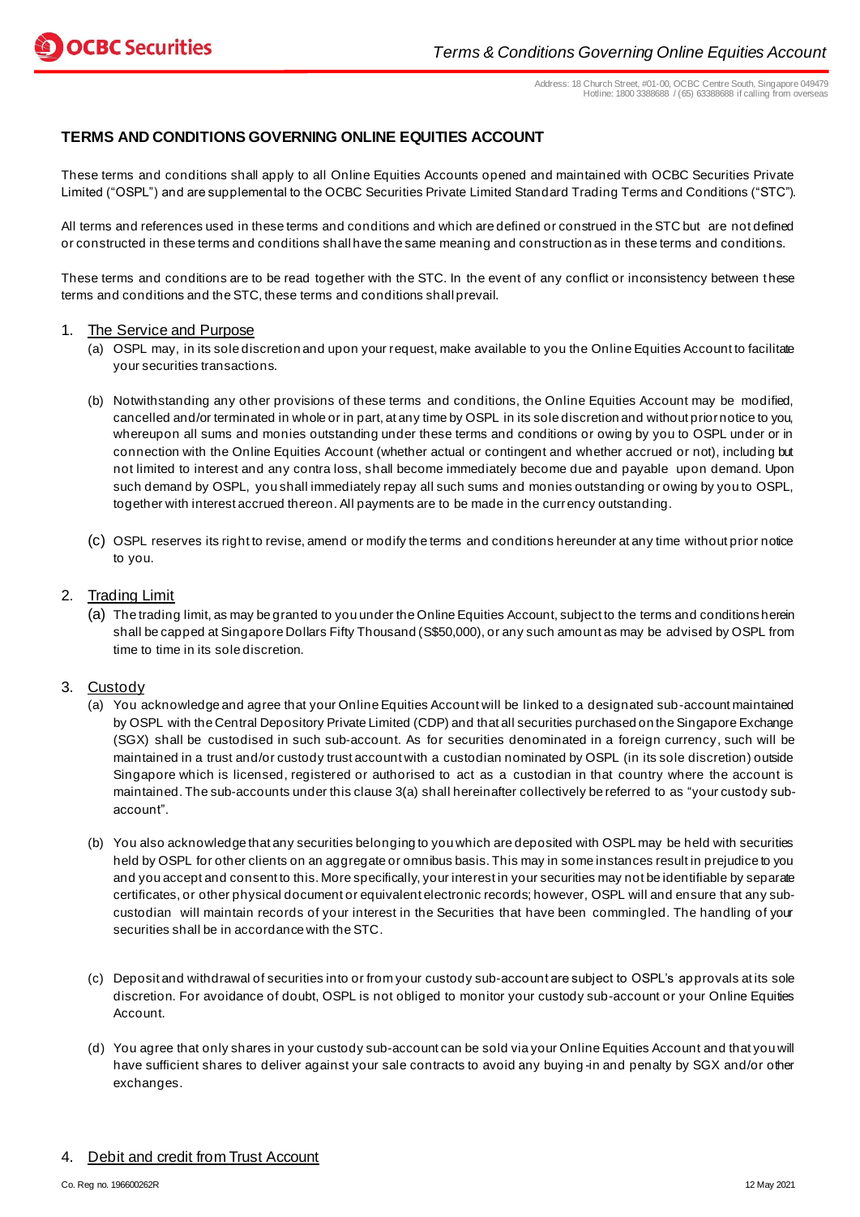# TERMS AND CONDITIONS GOVERNING ONLINE EQUITIES ACCOUNT

These terms and conditions shall apply to all Online Equities Accounts opened and maintained with OCBC Securities Private Limited ("OSPL") and are supplemental to the OCBC Securities Private Limited Standard Trading Terms and Conditions ("STC").

All terms and references used in these terms and conditions and which are defined or construed in the STC but are not defined or constructed in these terms and conditions shall have the same meaning and construction as in these terms and conditions.

These terms and conditions are to be read together with the STC. In the event of any conflict or inconsistency between these terms and conditions and the STC, these terms and conditions shall prevail.

1. <u>The Service and Purpose</u>
   (a) OSPL may, in its sole discretion and upon your request, make available to you the Online Equities Account to facilitate your securities transactions.

   (b) Notwithstanding any other provisions of these terms and conditions, the Online Equities Account may be modified, cancelled and/or terminated in whole or in part, at any time by OSPL in its sole discretion and without prior notice to you, whereupon all sums and monies outstanding under these terms and conditions or owing by you to OSPL under or in connection with the Online Equities Account (whether actual or contingent and whether accrued or not), including but not limited to interest and any contra loss, shall become immediately become due and payable upon demand. Upon such demand by OSPL, you shall immediately repay all such sums and monies outstanding or owing by you to OSPL, together with interest accrued thereon. All payments are to be made in the currency outstanding.

   (c) OSPL reserves its right to revise, amend or modify the terms and conditions hereunder at any time without prior notice to you.

2. <u>Trading Limit</u>
   (a) The trading limit, as may be granted to you under the Online Equities Account, subject to the terms and conditions herein shall be capped at Singapore Dollars Fifty Thousand (S$50,000), or any such amount as may be advised by OSPL from time to time in its sole discretion.

3. <u>Custody</u>
   (a) You acknowledge and agree that your Online Equities Account will be linked to a designated sub-account maintained by OSPL with the Central Depository Private Limited (CDP) and that all securities purchased on the Singapore Exchange (SGX) shall be custodised in such sub-account. As for securities denominated in a foreign currency, such will be maintained in a trust and/or custody trust account with a custodian nominated by OSPL (in its sole discretion) outside Singapore which is licensed, registered or authorised to act as a custodian in that country where the account is maintained. The sub-accounts under this clause 3(a) shall hereinafter collectively be referred to as "your custody sub-account".

   (b) You also acknowledge that any securities belonging to you which are deposited with OSPL may be held with securities held by OSPL for other clients on an aggregate or omnibus basis. This may in some instances result in prejudice to you and you accept and consent to this. More specifically, your interest in your securities may not be identifiable by separate certificates, or other physical document or equivalent electronic records; however, OSPL will and ensure that any sub-custodian will maintain records of your interest in the Securities that have been commingled. The handling of your securities shall be in accordance with the STC.

   (c) Deposit and withdrawal of securities into or from your custody sub-account are subject to OSPL's approvals at its sole discretion. For avoidance of doubt, OSPL is not obliged to monitor your custody sub-account or your Online Equities Account.

   (d) You agree that only shares in your custody sub-account can be sold via your Online Equities Account and that you will have sufficient shares to deliver against your sale contracts to avoid any buying-in and penalty by SGX and/or other exchanges.

4. <u>Debit and credit from Trust Account</u>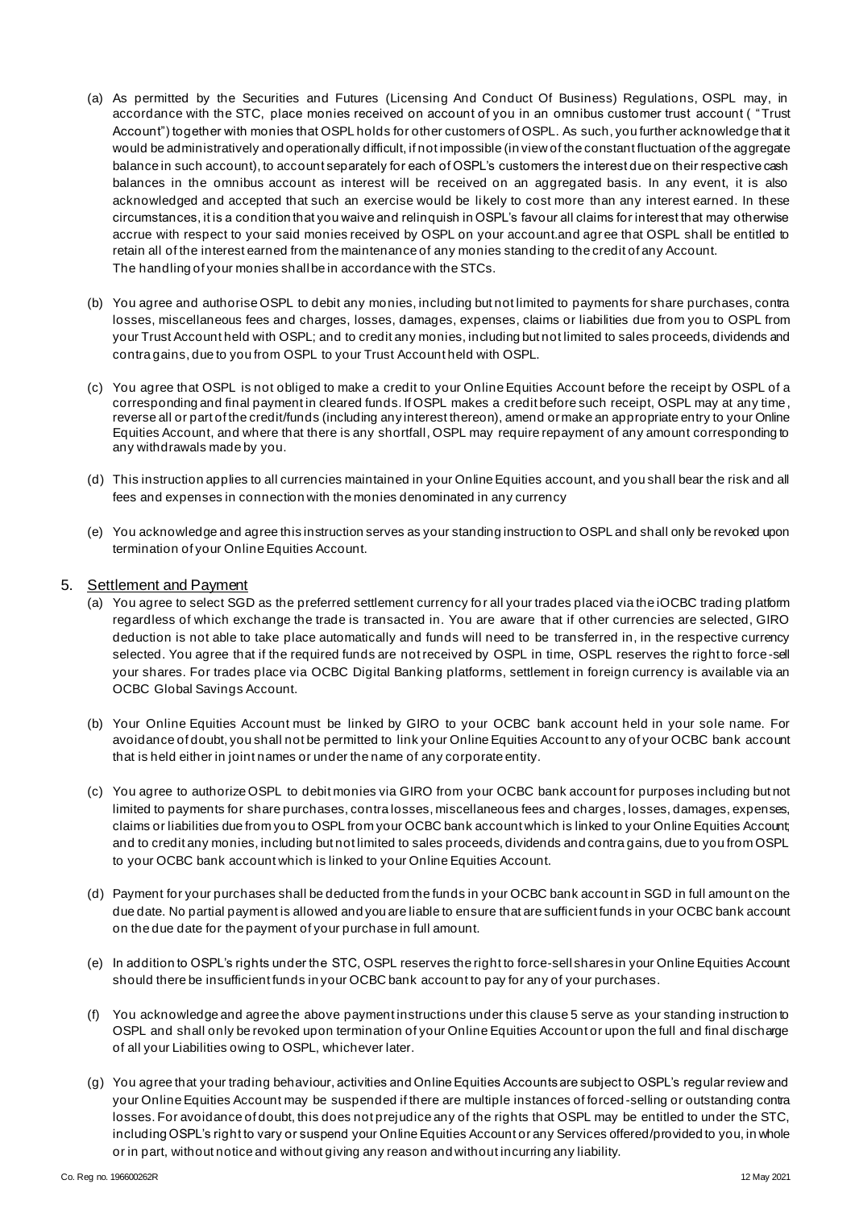(a) As permitted by the Securities and Futures (Licensing And Conduct Of Business) Regulations, OSPL may, in accordance with the STC, place monies received on account of you in an omnibus customer trust account ( "Trust Account") together with monies that OSPL holds for other customers of OSPL. As such, you further acknowledge that it would be administratively and operationally difficult, if not impossible (in view of the constant fluctuation of the aggregate balance in such account), to account separately for each of OSPL's customers the interest due on their respective cash balances in the omnibus account as interest will be received on an aggregated basis. In any event, it is also acknowledged and accepted that such an exercise would be likely to cost more than any interest earned. In these circumstances, it is a condition that you waive and relinquish in OSPL's favour all claims for interest that may otherwise accrue with respect to your said monies received by OSPL on your account.and agree that OSPL shall be entitled to retain all of the interest earned from the maintenance of any monies standing to the credit of any Account.
The handling of your monies shall be in accordance with the STCs.

(b) You agree and authorise OSPL to debit any monies, including but not limited to payments for share purchases, contra losses, miscellaneous fees and charges, losses, damages, expenses, claims or liabilities due from you to OSPL from your Trust Account held with OSPL; and to credit any monies, including but not limited to sales proceeds, dividends and contra gains, due to you from OSPL to your Trust Account held with OSPL.

(c) You agree that OSPL is not obliged to make a credit to your Online Equities Account before the receipt by OSPL of a corresponding and final payment in cleared funds. If OSPL makes a credit before such receipt, OSPL may at any time, reverse all or part of the credit/funds (including any interest thereon), amend or make an appropriate entry to your Online Equities Account, and where that there is any shortfall, OSPL may require repayment of any amount corresponding to any withdrawals made by you.

(d) This instruction applies to all currencies maintained in your Online Equities account, and you shall bear the risk and all fees and expenses in connection with the monies denominated in any currency

(e) You acknowledge and agree this instruction serves as your standing instruction to OSPL and shall only be revoked upon termination of your Online Equities Account.

## 5. Settlement and Payment

(a) You agree to select SGD as the preferred settlement currency for all your trades placed via the iOCBC trading platform regardless of which exchange the trade is transacted in. You are aware that if other currencies are selected, GIRO deduction is not able to take place automatically and funds will need to be transferred in, in the respective currency selected. You agree that if the required funds are not received by OSPL in time, OSPL reserves the right to force-sell your shares. For trades place via OCBC Digital Banking platforms, settlement in foreign currency is available via an OCBC Global Savings Account.

(b) Your Online Equities Account must be linked by GIRO to your OCBC bank account held in your sole name. For avoidance of doubt, you shall not be permitted to link your Online Equities Account to any of your OCBC bank account that is held either in joint names or under the name of any corporate entity.

(c) You agree to authorize OSPL to debit monies via GIRO from your OCBC bank account for purposes including but not limited to payments for share purchases, contra losses, miscellaneous fees and charges, losses, damages, expenses, claims or liabilities due from you to OSPL from your OCBC bank account which is linked to your Online Equities Account; and to credit any monies, including but not limited to sales proceeds, dividends and contra gains, due to you from OSPL to your OCBC bank account which is linked to your Online Equities Account.

(d) Payment for your purchases shall be deducted from the funds in your OCBC bank account in SGD in full amount on the due date. No partial payment is allowed and you are liable to ensure that are sufficient funds in your OCBC bank account on the due date for the payment of your purchase in full amount.

(e) In addition to OSPL's rights under the STC, OSPL reserves the right to force-sell shares in your Online Equities Account should there be insufficient funds in your OCBC bank account to pay for any of your purchases.

(f) You acknowledge and agree the above payment instructions under this clause 5 serve as your standing instruction to OSPL and shall only be revoked upon termination of your Online Equities Account or upon the full and final discharge of all your Liabilities owing to OSPL, whichever later.

(g) You agree that your trading behaviour, activities and Online Equities Accounts are subject to OSPL's regular review and your Online Equities Account may be suspended if there are multiple instances of forced-selling or outstanding contra losses. For avoidance of doubt, this does not prejudice any of the rights that OSPL may be entitled to under the STC, including OSPL's right to vary or suspend your Online Equities Account or any Services offered/provided to you, in whole or in part, without notice and without giving any reason and without incurring any liability.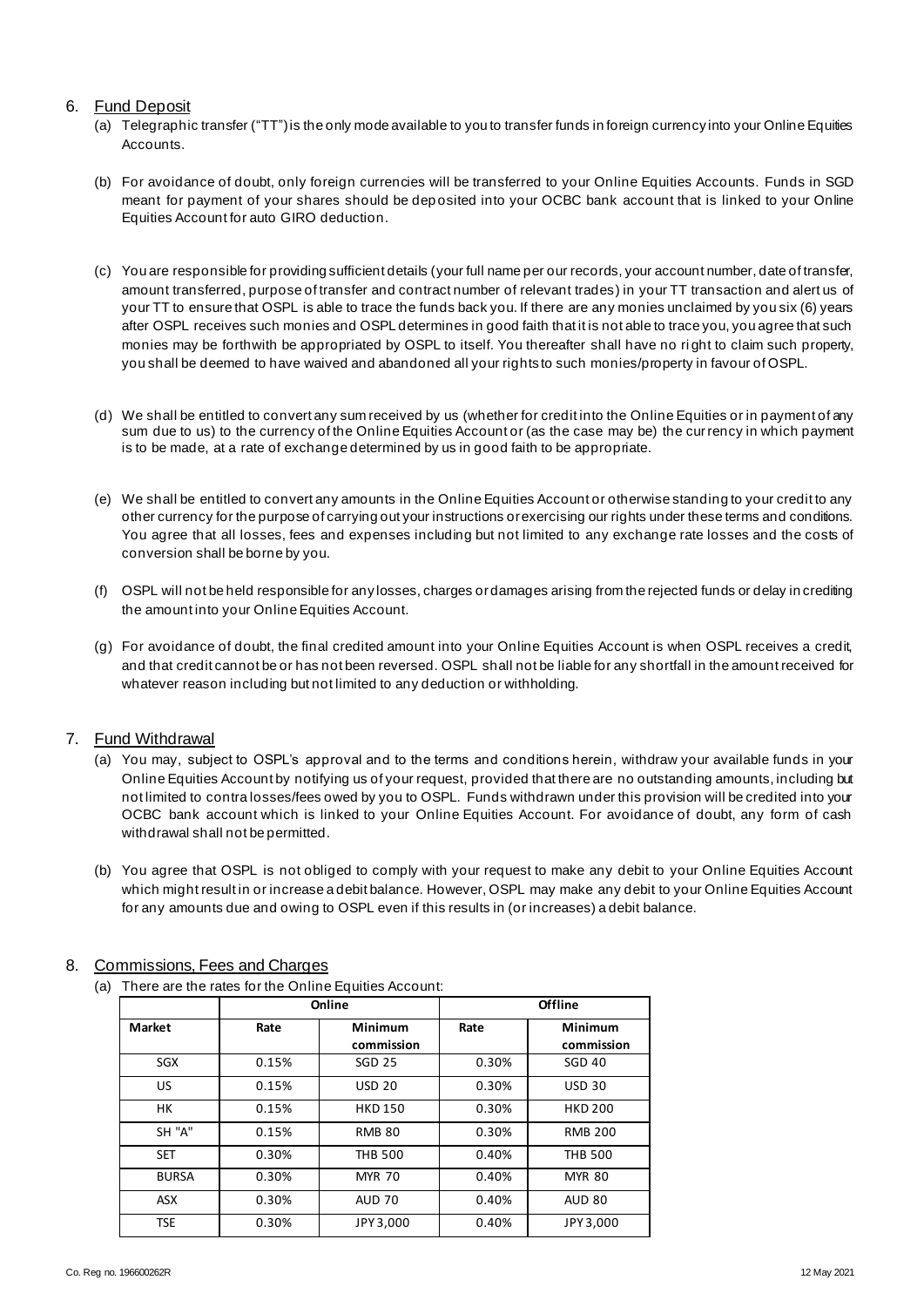## 6. Fund Deposit

(a) Telegraphic transfer ("TT") is the only mode available to you to transfer funds in foreign currency into your Online Equities Accounts.

(b) For avoidance of doubt, only foreign currencies will be transferred to your Online Equities Accounts. Funds in SGD meant for payment of your shares should be deposited into your OCBC bank account that is linked to your Online Equities Account for auto GIRO deduction.

(c) You are responsible for providing sufficient details (your full name per our records, your account number, date of transfer, amount transferred, purpose of transfer and contract number of relevant trades) in your TT transaction and alert us of your TT to ensure that OSPL is able to trace the funds back you. If there are any monies unclaimed by you six (6) years after OSPL receives such monies and OSPL determines in good faith that it is not able to trace you, you agree that such monies may be forthwith be appropriated by OSPL to itself. You thereafter shall have no right to claim such property, you shall be deemed to have waived and abandoned all your rights to such monies/property in favour of OSPL.

(d) We shall be entitled to convert any sum received by us (whether for credit into the Online Equities or in payment of any sum due to us) to the currency of the Online Equities Account or (as the case may be) the currency in which payment is to be made, at a rate of exchange determined by us in good faith to be appropriate.

(e) We shall be entitled to convert any amounts in the Online Equities Account or otherwise standing to your credit to any other currency for the purpose of carrying out your instructions or exercising our rights under these terms and conditions. You agree that all losses, fees and expenses including but not limited to any exchange rate losses and the costs of conversion shall be borne by you.

(f) OSPL will not be held responsible for any losses, charges or damages arising from the rejected funds or delay in crediting the amount into your Online Equities Account.

(g) For avoidance of doubt, the final credited amount into your Online Equities Account is when OSPL receives a credit, and that credit cannot be or has not been reversed. OSPL shall not be liable for any shortfall in the amount received for whatever reason including but not limited to any deduction or withholding.

## 7. Fund Withdrawal

(a) You may, subject to OSPL's approval and to the terms and conditions herein, withdraw your available funds in your Online Equities Account by notifying us of your request, provided that there are no outstanding amounts, including but not limited to contra losses/fees owed by you to OSPL. Funds withdrawn under this provision will be credited into your OCBC bank account which is linked to your Online Equities Account. For avoidance of doubt, any form of cash withdrawal shall not be permitted.

(b) You agree that OSPL is not obliged to comply with your request to make any debit to your Online Equities Account which might result in or increase a debit balance. However, OSPL may make any debit to your Online Equities Account for any amounts due and owing to OSPL even if this results in (or increases) a debit balance.

## 8. Commissions, Fees and Charges

(a) There are the rates for the Online Equities Account:

| | Online | | Offline | |
|---|---|---|---|---|
| **Market** | **Rate** | **Minimum commission** | **Rate** | **Minimum commission** |
| SGX | 0.15% | SGD 25 | 0.30% | SGD 40 |
| US | 0.15% | USD 20 | 0.30% | USD 30 |
| HK | 0.15% | HKD 150 | 0.30% | HKD 200 |
| SH "A" | 0.15% | RMB 80 | 0.30% | RMB 200 |
| SET | 0.30% | THB 500 | 0.40% | THB 500 |
| BURSA | 0.30% | MYR 70 | 0.40% | MYR 80 |
| ASX | 0.30% | AUD 70 | 0.40% | AUD 80 |
| TSE | 0.30% | JPY 3,000 | 0.40% | JPY 3,000 |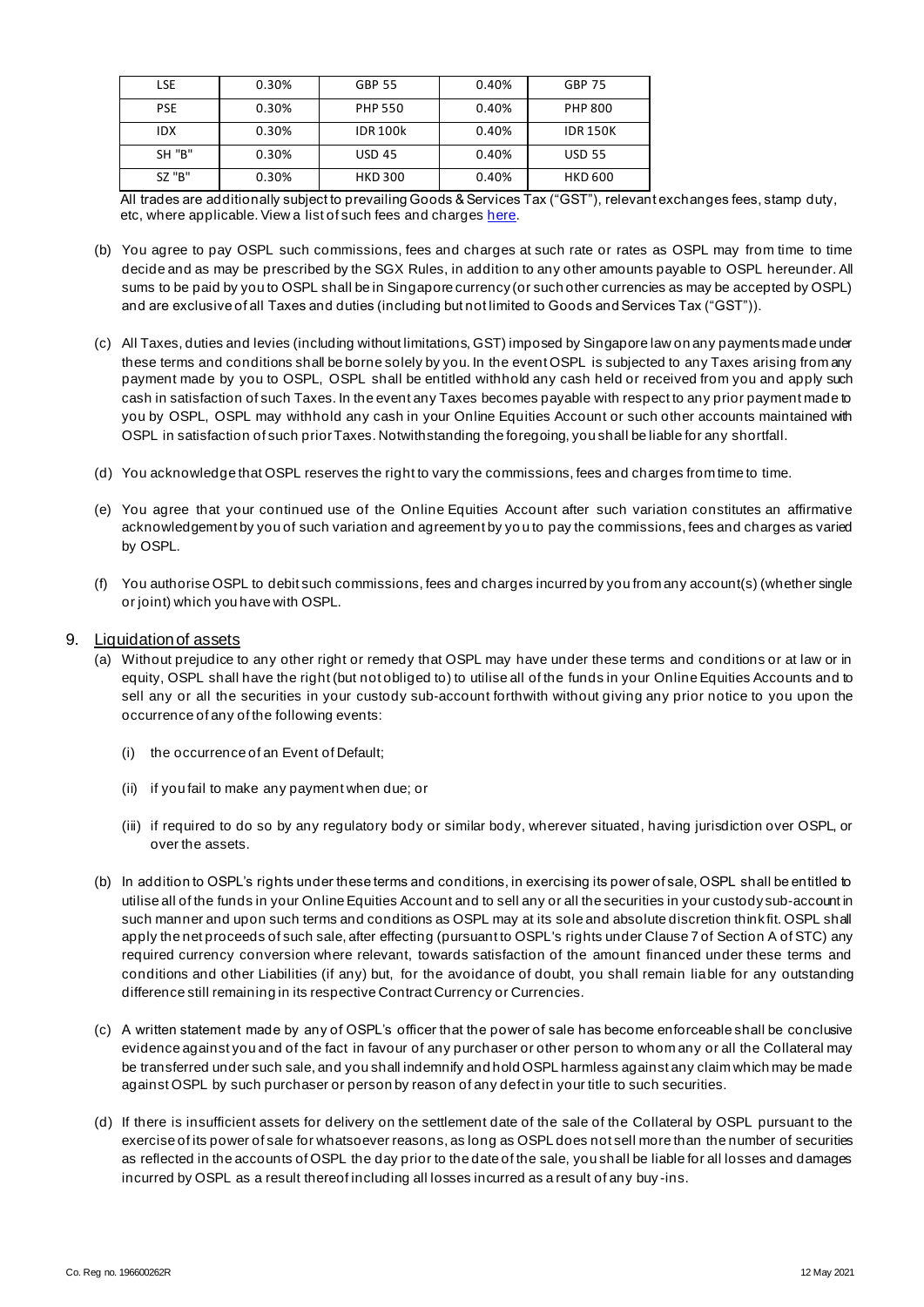| LSE | 0.30% | GBP 55 | 0.40% | GBP 75 |
| --- | --- | --- | --- | --- |
| PSE | 0.30% | PHP 550 | 0.40% | PHP 800 |
| IDX | 0.30% | IDR 100k | 0.40% | IDR 150K |
| SH "B" | 0.30% | USD 45 | 0.40% | USD 55 |
| SZ "B" | 0.30% | HKD 300 | 0.40% | HKD 600 |

All trades are additionally subject to prevailing Goods & Services Tax ("GST"), relevant exchanges fees, stamp duty, etc, where applicable. View a list of such fees and charges here.

(b) You agree to pay OSPL such commissions, fees and charges at such rate or rates as OSPL may from time to time decide and as may be prescribed by the SGX Rules, in addition to any other amounts payable to OSPL hereunder. All sums to be paid by you to OSPL shall be in Singapore currency (or such other currencies as may be accepted by OSPL) and are exclusive of all Taxes and duties (including but not limited to Goods and Services Tax ("GST")).

(c) All Taxes, duties and levies (including without limitations, GST) imposed by Singapore law on any payments made under these terms and conditions shall be borne solely by you. In the event OSPL is subjected to any Taxes arising from any payment made by you to OSPL, OSPL shall be entitled withhold any cash held or received from you and apply such cash in satisfaction of such Taxes. In the event any Taxes becomes payable with respect to any prior payment made to you by OSPL, OSPL may withhold any cash in your Online Equities Account or such other accounts maintained with OSPL in satisfaction of such prior Taxes. Notwithstanding the foregoing, you shall be liable for any shortfall.

(d) You acknowledge that OSPL reserves the right to vary the commissions, fees and charges from time to time.

(e) You agree that your continued use of the Online Equities Account after such variation constitutes an affirmative acknowledgement by you of such variation and agreement by you to pay the commissions, fees and charges as varied by OSPL.

(f) You authorise OSPL to debit such commissions, fees and charges incurred by you from any account(s) (whether single or joint) which you have with OSPL.

## 9. Liquidation of assets

(a) Without prejudice to any other right or remedy that OSPL may have under these terms and conditions or at law or in equity, OSPL shall have the right (but not obliged to) to utilise all of the funds in your Online Equities Accounts and to sell any or all the securities in your custody sub-account forthwith without giving any prior notice to you upon the occurrence of any of the following events:

   (i) the occurrence of an Event of Default;

   (ii) if you fail to make any payment when due; or

   (iii) if required to do so by any regulatory body or similar body, wherever situated, having jurisdiction over OSPL, or over the assets.

(b) In addition to OSPL's rights under these terms and conditions, in exercising its power of sale, OSPL shall be entitled to utilise all of the funds in your Online Equities Account and to sell any or all the securities in your custody sub-account in such manner and upon such terms and conditions as OSPL may at its sole and absolute discretion think fit. OSPL shall apply the net proceeds of such sale, after effecting (pursuant to OSPL's rights under Clause 7 of Section A of STC) any required currency conversion where relevant, towards satisfaction of the amount financed under these terms and conditions and other Liabilities (if any) but, for the avoidance of doubt, you shall remain liable for any outstanding difference still remaining in its respective Contract Currency or Currencies.

(c) A written statement made by any of OSPL's officer that the power of sale has become enforceable shall be conclusive evidence against you and of the fact in favour of any purchaser or other person to whom any or all the Collateral may be transferred under such sale, and you shall indemnify and hold OSPL harmless against any claim which may be made against OSPL by such purchaser or person by reason of any defect in your title to such securities.

(d) If there is insufficient assets for delivery on the settlement date of the sale of the Collateral by OSPL pursuant to the exercise of its power of sale for whatsoever reasons, as long as OSPL does not sell more than the number of securities as reflected in the accounts of OSPL the day prior to the date of the sale, you shall be liable for all losses and damages incurred by OSPL as a result thereof including all losses incurred as a result of any buy-ins.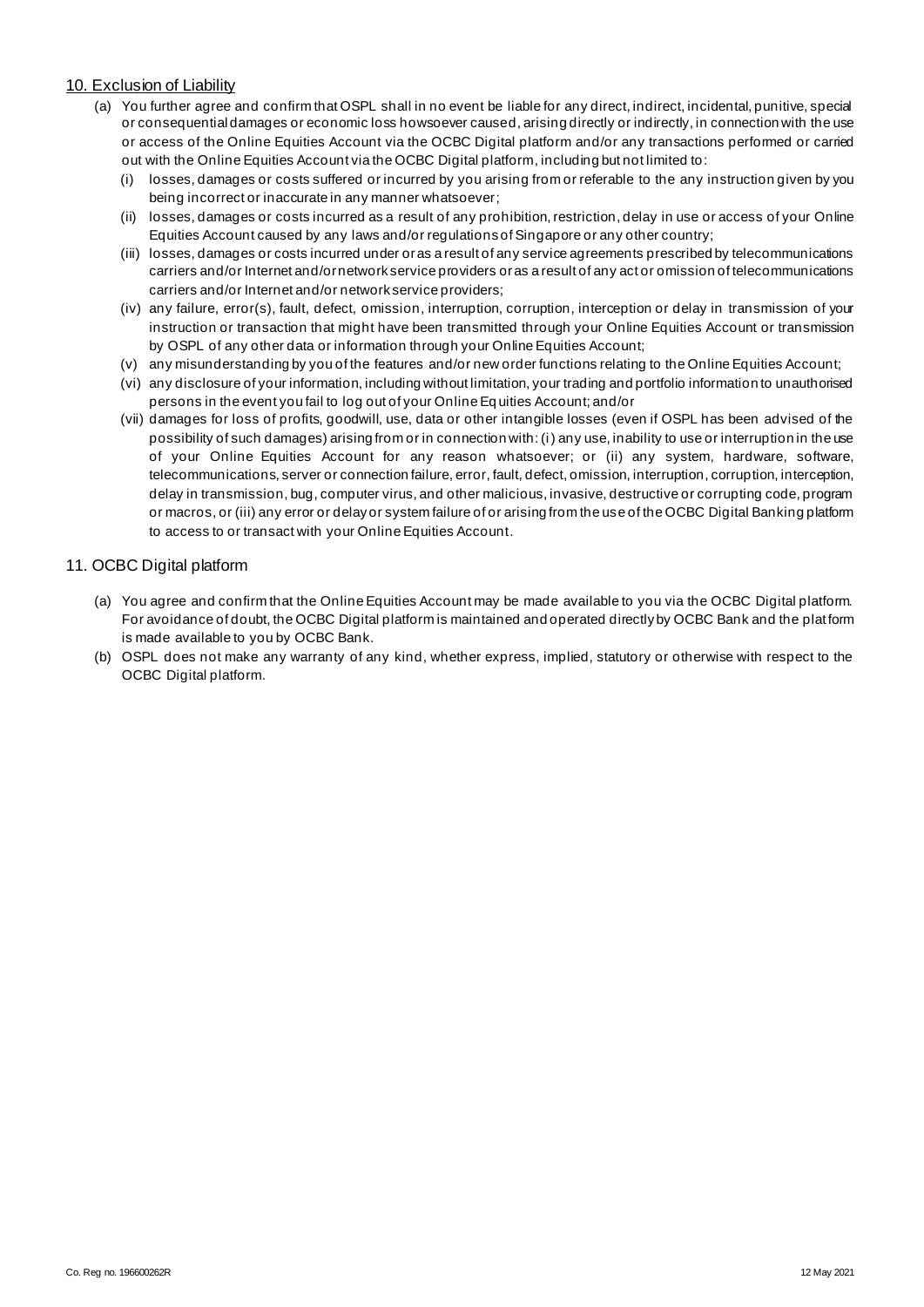## 10. Exclusion of Liability

(a) You further agree and confirm that OSPL shall in no event be liable for any direct, indirect, incidental, punitive, special or consequential damages or economic loss howsoever caused, arising directly or indirectly, in connection with the use or access of the Online Equities Account via the OCBC Digital platform and/or any transactions performed or carried out with the Online Equities Account via the OCBC Digital platform, including but not limited to:

(i) losses, damages or costs suffered or incurred by you arising from or referable to the any instruction given by you being incorrect or inaccurate in any manner whatsoever;

(ii) losses, damages or costs incurred as a result of any prohibition, restriction, delay in use or access of your Online Equities Account caused by any laws and/or regulations of Singapore or any other country;

(iii) losses, damages or costs incurred under or as a result of any service agreements prescribed by telecommunications carriers and/or Internet and/or network service providers or as a result of any act or omission of telecommunications carriers and/or Internet and/or network service providers;

(iv) any failure, error(s), fault, defect, omission, interruption, corruption, interception or delay in transmission of your instruction or transaction that might have been transmitted through your Online Equities Account or transmission by OSPL of any other data or information through your Online Equities Account;

(v) any misunderstanding by you of the features and/or new order functions relating to the Online Equities Account;

(vi) any disclosure of your information, including without limitation, your trading and portfolio information to unauthorised persons in the event you fail to log out of your Online Equities Account; and/or

(vii) damages for loss of profits, goodwill, use, data or other intangible losses (even if OSPL has been advised of the possibility of such damages) arising from or in connection with: (i) any use, inability to use or interruption in the use of your Online Equities Account for any reason whatsoever; or (ii) any system, hardware, software, telecommunications, server or connection failure, error, fault, defect, omission, interruption, corruption, interception, delay in transmission, bug, computer virus, and other malicious, invasive, destructive or corrupting code, program or macros, or (iii) any error or delay or system failure of or arising from the use of the OCBC Digital Banking platform to access to or transact with your Online Equities Account.

## 11. OCBC Digital platform

(a) You agree and confirm that the Online Equities Account may be made available to you via the OCBC Digital platform. For avoidance of doubt, the OCBC Digital platform is maintained and operated directly by OCBC Bank and the platform is made available to you by OCBC Bank.

(b) OSPL does not make any warranty of any kind, whether express, implied, statutory or otherwise with respect to the OCBC Digital platform.

Co. Reg no. 196600262R

12 May 2021